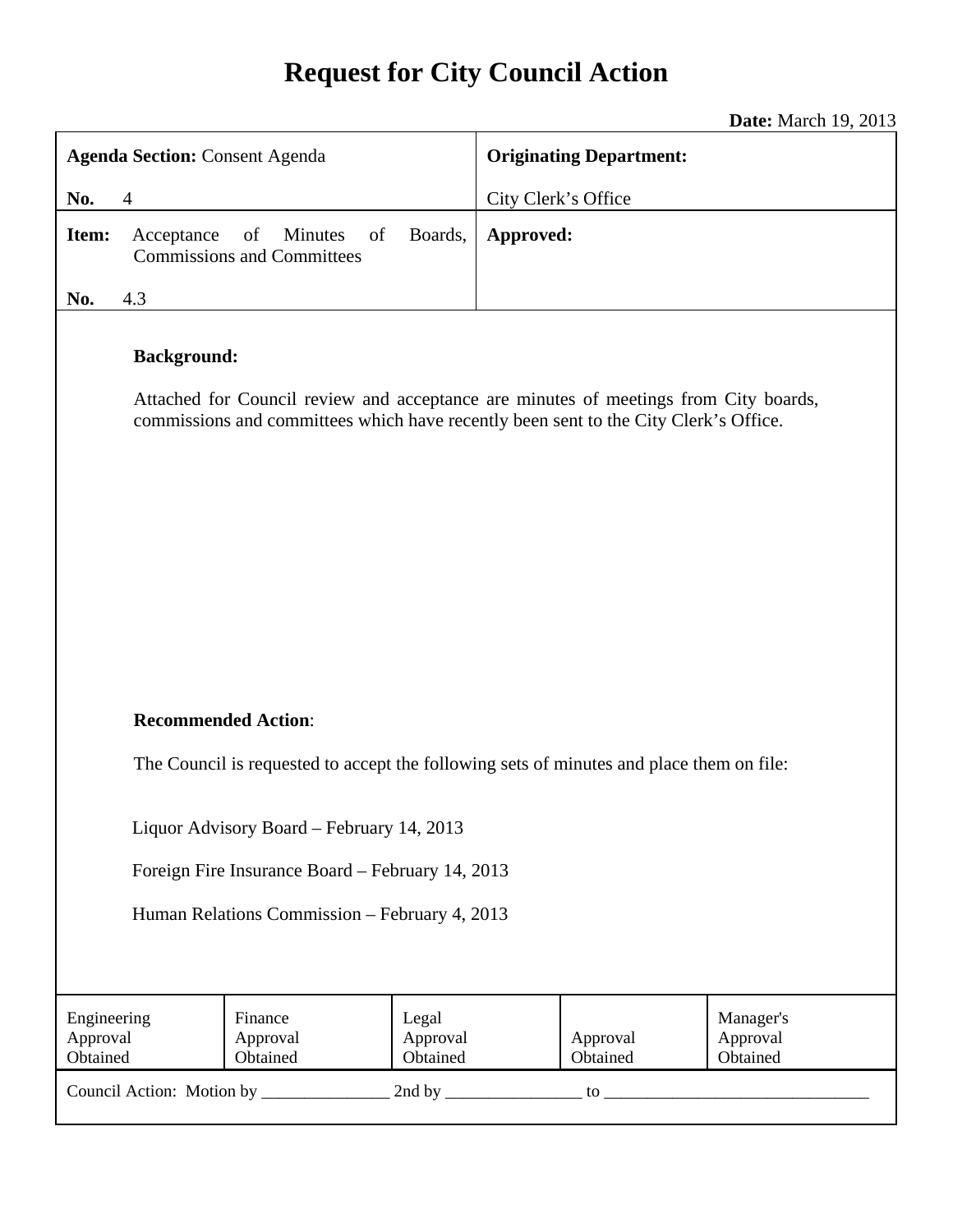# Request for City Council Action

**Date:** March 19, 2013

| **Agenda Section:** Consent Agenda<br><br>**No.** 4 | **Originating Department:**<br><br>City Clerk's Office |
|---|---|
| **Item:** Acceptance of Minutes of Boards, Commissions and Committees<br><br>**No.** 4.3 | **Approved:** |

**Background:**

Attached for Council review and acceptance are minutes of meetings from City boards, commissions and committees which have recently been sent to the City Clerk's Office.

**Recommended Action**:

The Council is requested to accept the following sets of minutes and place them on file:

Liquor Advisory Board – February 14, 2013

Foreign Fire Insurance Board – February 14, 2013

Human Relations Commission – February 4, 2013

| Engineering Approval Obtained | Finance Approval Obtained | Legal Approval Obtained | Approval Obtained | Manager's Approval Obtained |
|---|---|---|---|---|

Council Action: Motion by _______________ 2nd by ________________ to _______________________________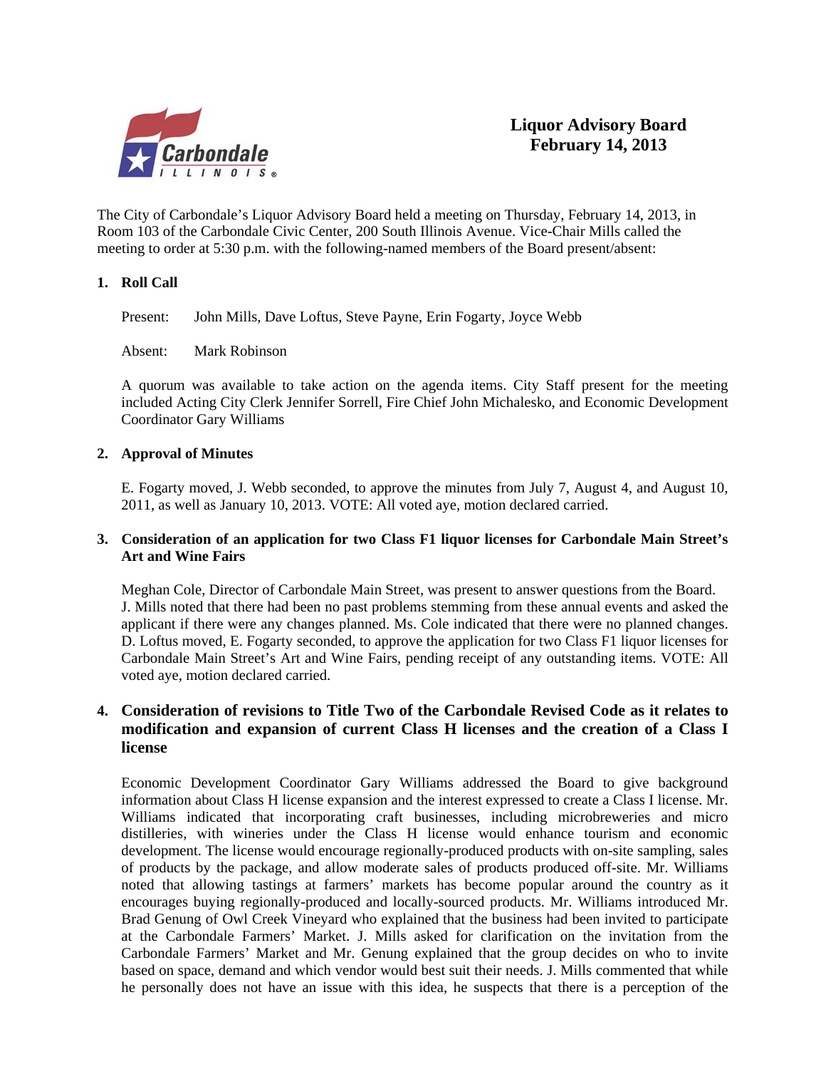# Liquor Advisory Board
## February 14, 2013

The City of Carbondale's Liquor Advisory Board held a meeting on Thursday, February 14, 2013, in Room 103 of the Carbondale Civic Center, 200 South Illinois Avenue. Vice-Chair Mills called the meeting to order at 5:30 p.m. with the following-named members of the Board present/absent:

**1. Roll Call**

Present: John Mills, Dave Loftus, Steve Payne, Erin Fogarty, Joyce Webb

Absent: Mark Robinson

A quorum was available to take action on the agenda items. City Staff present for the meeting included Acting City Clerk Jennifer Sorrell, Fire Chief John Michalesko, and Economic Development Coordinator Gary Williams

**2. Approval of Minutes**

E. Fogarty moved, J. Webb seconded, to approve the minutes from July 7, August 4, and August 10, 2011, as well as January 10, 2013. VOTE: All voted aye, motion declared carried.

**3. Consideration of an application for two Class F1 liquor licenses for Carbondale Main Street's Art and Wine Fairs**

Meghan Cole, Director of Carbondale Main Street, was present to answer questions from the Board. J. Mills noted that there had been no past problems stemming from these annual events and asked the applicant if there were any changes planned. Ms. Cole indicated that there were no planned changes. D. Loftus moved, E. Fogarty seconded, to approve the application for two Class F1 liquor licenses for Carbondale Main Street's Art and Wine Fairs, pending receipt of any outstanding items. VOTE: All voted aye, motion declared carried.

**4. Consideration of revisions to Title Two of the Carbondale Revised Code as it relates to modification and expansion of current Class H licenses and the creation of a Class I license**

Economic Development Coordinator Gary Williams addressed the Board to give background information about Class H license expansion and the interest expressed to create a Class I license. Mr. Williams indicated that incorporating craft businesses, including microbreweries and micro distilleries, with wineries under the Class H license would enhance tourism and economic development. The license would encourage regionally-produced products with on-site sampling, sales of products by the package, and allow moderate sales of products produced off-site. Mr. Williams noted that allowing tastings at farmers' markets has become popular around the country as it encourages buying regionally-produced and locally-sourced products. Mr. Williams introduced Mr. Brad Genung of Owl Creek Vineyard who explained that the business had been invited to participate at the Carbondale Farmers' Market. J. Mills asked for clarification on the invitation from the Carbondale Farmers' Market and Mr. Genung explained that the group decides on who to invite based on space, demand and which vendor would best suit their needs. J. Mills commented that while he personally does not have an issue with this idea, he suspects that there is a perception of the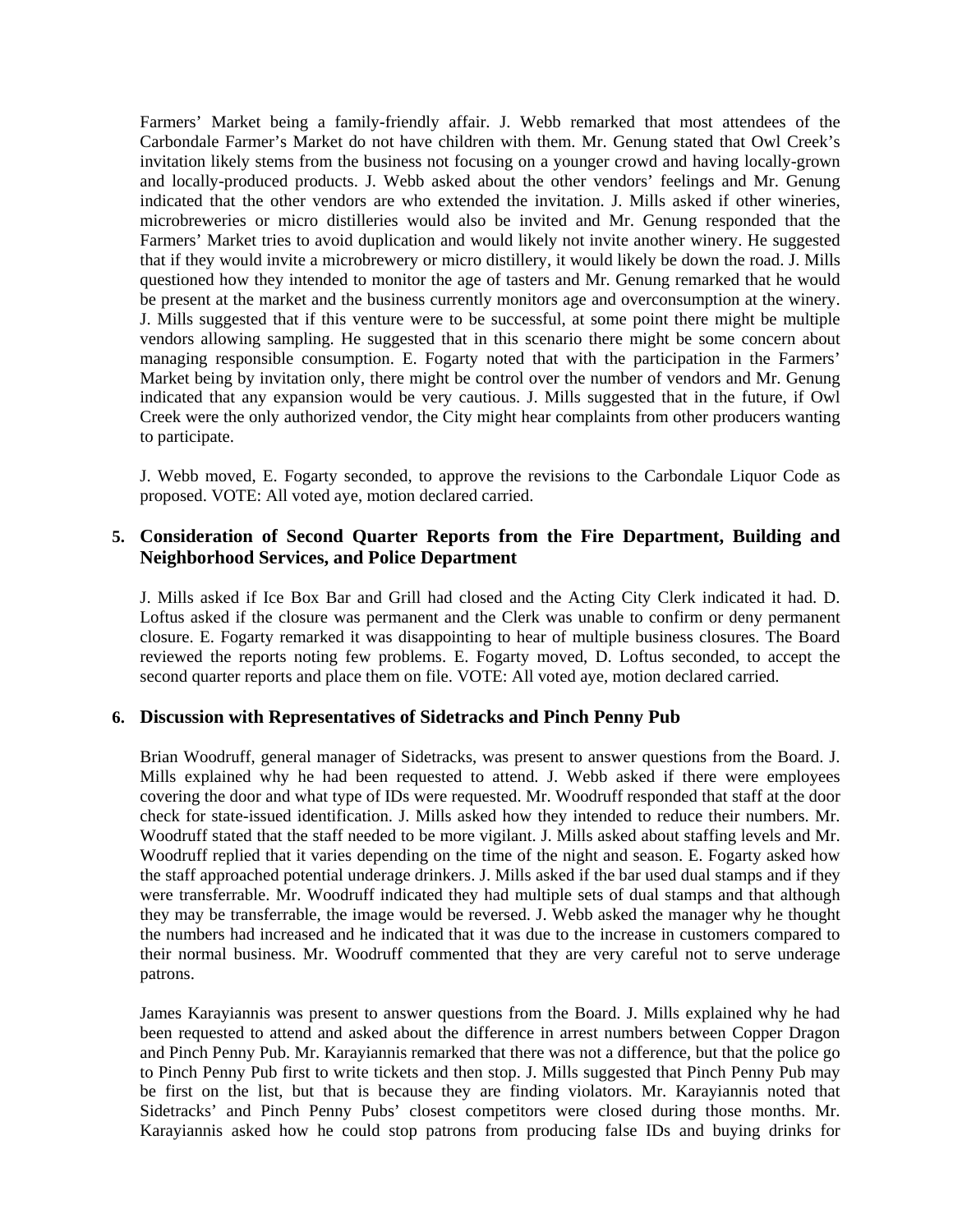Farmers' Market being a family-friendly affair. J. Webb remarked that most attendees of the Carbondale Farmer's Market do not have children with them. Mr. Genung stated that Owl Creek's invitation likely stems from the business not focusing on a younger crowd and having locally-grown and locally-produced products. J. Webb asked about the other vendors' feelings and Mr. Genung indicated that the other vendors are who extended the invitation. J. Mills asked if other wineries, microbreweries or micro distilleries would also be invited and Mr. Genung responded that the Farmers' Market tries to avoid duplication and would likely not invite another winery. He suggested that if they would invite a microbrewery or micro distillery, it would likely be down the road. J. Mills questioned how they intended to monitor the age of tasters and Mr. Genung remarked that he would be present at the market and the business currently monitors age and overconsumption at the winery. J. Mills suggested that if this venture were to be successful, at some point there might be multiple vendors allowing sampling. He suggested that in this scenario there might be some concern about managing responsible consumption. E. Fogarty noted that with the participation in the Farmers' Market being by invitation only, there might be control over the number of vendors and Mr. Genung indicated that any expansion would be very cautious. J. Mills suggested that in the future, if Owl Creek were the only authorized vendor, the City might hear complaints from other producers wanting to participate.

J. Webb moved, E. Fogarty seconded, to approve the revisions to the Carbondale Liquor Code as proposed. VOTE: All voted aye, motion declared carried.

### 5. Consideration of Second Quarter Reports from the Fire Department, Building and Neighborhood Services, and Police Department

J. Mills asked if Ice Box Bar and Grill had closed and the Acting City Clerk indicated it had. D. Loftus asked if the closure was permanent and the Clerk was unable to confirm or deny permanent closure. E. Fogarty remarked it was disappointing to hear of multiple business closures. The Board reviewed the reports noting few problems. E. Fogarty moved, D. Loftus seconded, to accept the second quarter reports and place them on file. VOTE: All voted aye, motion declared carried.

### 6. Discussion with Representatives of Sidetracks and Pinch Penny Pub

Brian Woodruff, general manager of Sidetracks, was present to answer questions from the Board. J. Mills explained why he had been requested to attend. J. Webb asked if there were employees covering the door and what type of IDs were requested. Mr. Woodruff responded that staff at the door check for state-issued identification. J. Mills asked how they intended to reduce their numbers. Mr. Woodruff stated that the staff needed to be more vigilant. J. Mills asked about staffing levels and Mr. Woodruff replied that it varies depending on the time of the night and season. E. Fogarty asked how the staff approached potential underage drinkers. J. Mills asked if the bar used dual stamps and if they were transferrable. Mr. Woodruff indicated they had multiple sets of dual stamps and that although they may be transferrable, the image would be reversed. J. Webb asked the manager why he thought the numbers had increased and he indicated that it was due to the increase in customers compared to their normal business. Mr. Woodruff commented that they are very careful not to serve underage patrons.

James Karayiannis was present to answer questions from the Board. J. Mills explained why he had been requested to attend and asked about the difference in arrest numbers between Copper Dragon and Pinch Penny Pub. Mr. Karayiannis remarked that there was not a difference, but that the police go to Pinch Penny Pub first to write tickets and then stop. J. Mills suggested that Pinch Penny Pub may be first on the list, but that is because they are finding violators. Mr. Karayiannis noted that Sidetracks' and Pinch Penny Pubs' closest competitors were closed during those months. Mr. Karayiannis asked how he could stop patrons from producing false IDs and buying drinks for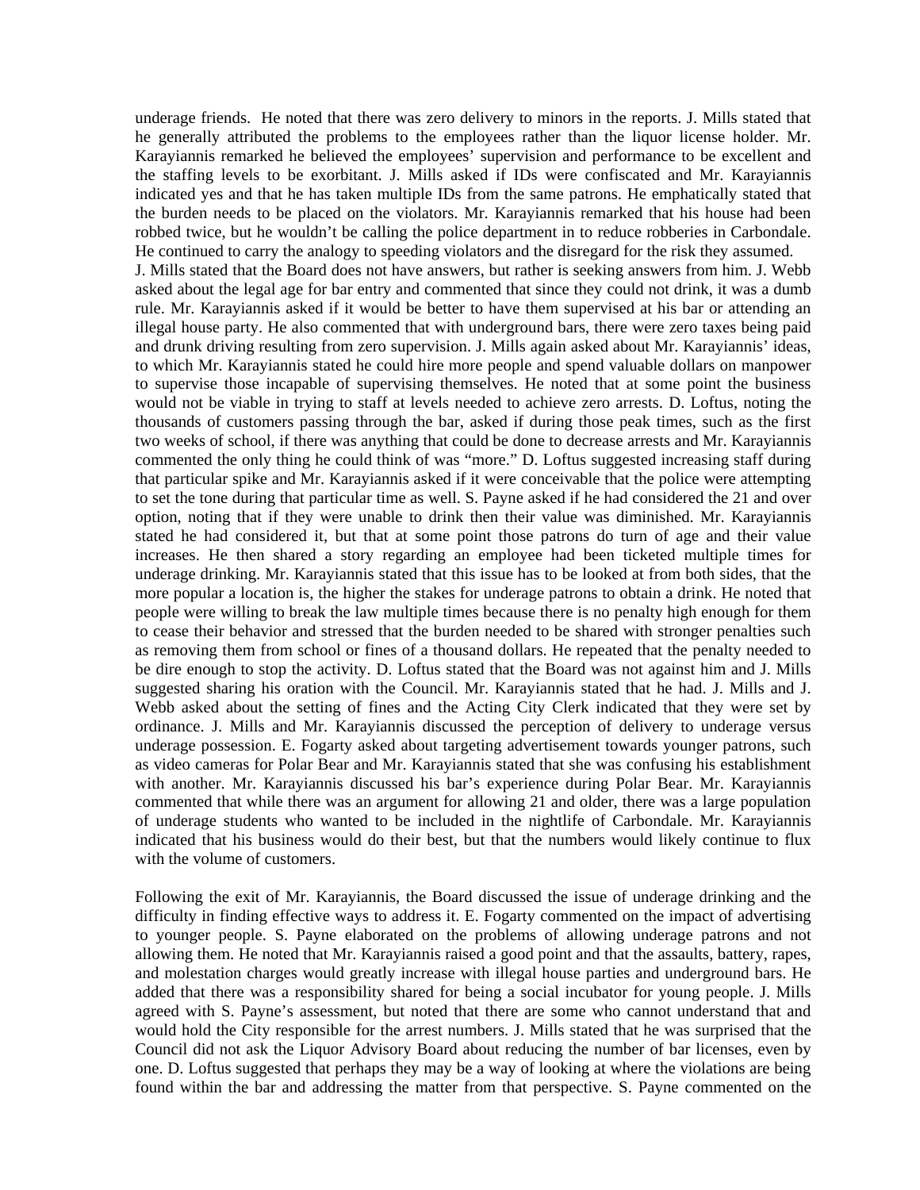underage friends. He noted that there was zero delivery to minors in the reports. J. Mills stated that he generally attributed the problems to the employees rather than the liquor license holder. Mr. Karayiannis remarked he believed the employees' supervision and performance to be excellent and the staffing levels to be exorbitant. J. Mills asked if IDs were confiscated and Mr. Karayiannis indicated yes and that he has taken multiple IDs from the same patrons. He emphatically stated that the burden needs to be placed on the violators. Mr. Karayiannis remarked that his house had been robbed twice, but he wouldn't be calling the police department in to reduce robberies in Carbondale. He continued to carry the analogy to speeding violators and the disregard for the risk they assumed. J. Mills stated that the Board does not have answers, but rather is seeking answers from him. J. Webb asked about the legal age for bar entry and commented that since they could not drink, it was a dumb rule. Mr. Karayiannis asked if it would be better to have them supervised at his bar or attending an illegal house party. He also commented that with underground bars, there were zero taxes being paid and drunk driving resulting from zero supervision. J. Mills again asked about Mr. Karayiannis' ideas, to which Mr. Karayiannis stated he could hire more people and spend valuable dollars on manpower to supervise those incapable of supervising themselves. He noted that at some point the business would not be viable in trying to staff at levels needed to achieve zero arrests. D. Loftus, noting the thousands of customers passing through the bar, asked if during those peak times, such as the first two weeks of school, if there was anything that could be done to decrease arrests and Mr. Karayiannis commented the only thing he could think of was "more." D. Loftus suggested increasing staff during that particular spike and Mr. Karayiannis asked if it were conceivable that the police were attempting to set the tone during that particular time as well. S. Payne asked if he had considered the 21 and over option, noting that if they were unable to drink then their value was diminished. Mr. Karayiannis stated he had considered it, but that at some point those patrons do turn of age and their value increases. He then shared a story regarding an employee had been ticketed multiple times for underage drinking. Mr. Karayiannis stated that this issue has to be looked at from both sides, that the more popular a location is, the higher the stakes for underage patrons to obtain a drink. He noted that people were willing to break the law multiple times because there is no penalty high enough for them to cease their behavior and stressed that the burden needed to be shared with stronger penalties such as removing them from school or fines of a thousand dollars. He repeated that the penalty needed to be dire enough to stop the activity. D. Loftus stated that the Board was not against him and J. Mills suggested sharing his oration with the Council. Mr. Karayiannis stated that he had. J. Mills and J. Webb asked about the setting of fines and the Acting City Clerk indicated that they were set by ordinance. J. Mills and Mr. Karayiannis discussed the perception of delivery to underage versus underage possession. E. Fogarty asked about targeting advertisement towards younger patrons, such as video cameras for Polar Bear and Mr. Karayiannis stated that she was confusing his establishment with another. Mr. Karayiannis discussed his bar's experience during Polar Bear. Mr. Karayiannis commented that while there was an argument for allowing 21 and older, there was a large population of underage students who wanted to be included in the nightlife of Carbondale. Mr. Karayiannis indicated that his business would do their best, but that the numbers would likely continue to flux with the volume of customers.

Following the exit of Mr. Karayiannis, the Board discussed the issue of underage drinking and the difficulty in finding effective ways to address it. E. Fogarty commented on the impact of advertising to younger people. S. Payne elaborated on the problems of allowing underage patrons and not allowing them. He noted that Mr. Karayiannis raised a good point and that the assaults, battery, rapes, and molestation charges would greatly increase with illegal house parties and underground bars. He added that there was a responsibility shared for being a social incubator for young people. J. Mills agreed with S. Payne's assessment, but noted that there are some who cannot understand that and would hold the City responsible for the arrest numbers. J. Mills stated that he was surprised that the Council did not ask the Liquor Advisory Board about reducing the number of bar licenses, even by one. D. Loftus suggested that perhaps they may be a way of looking at where the violations are being found within the bar and addressing the matter from that perspective. S. Payne commented on the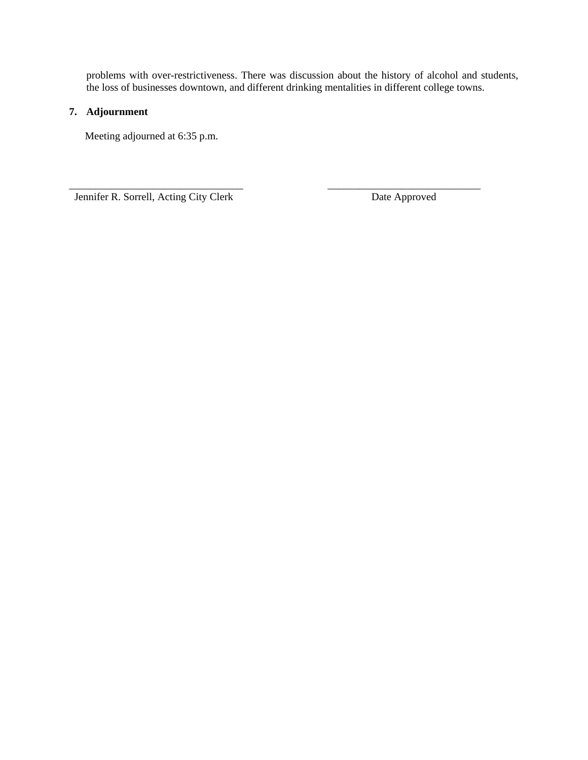problems with over-restrictiveness. There was discussion about the history of alcohol and students, the loss of businesses downtown, and different drinking mentalities in different college towns.

**7. Adjournment**

Meeting adjourned at 6:35 p.m.

\_\_\_\_\_\_\_\_\_\_\_\_\_\_\_\_\_\_\_\_\_\_\_\_\_\_\_\_\_\_\_\_\_\_
Jennifer R. Sorrell, Acting City Clerk

\_\_\_\_\_\_\_\_\_\_\_\_\_\_\_\_\_\_\_\_\_\_\_\_\_\_\_\_\_\_\_
Date Approved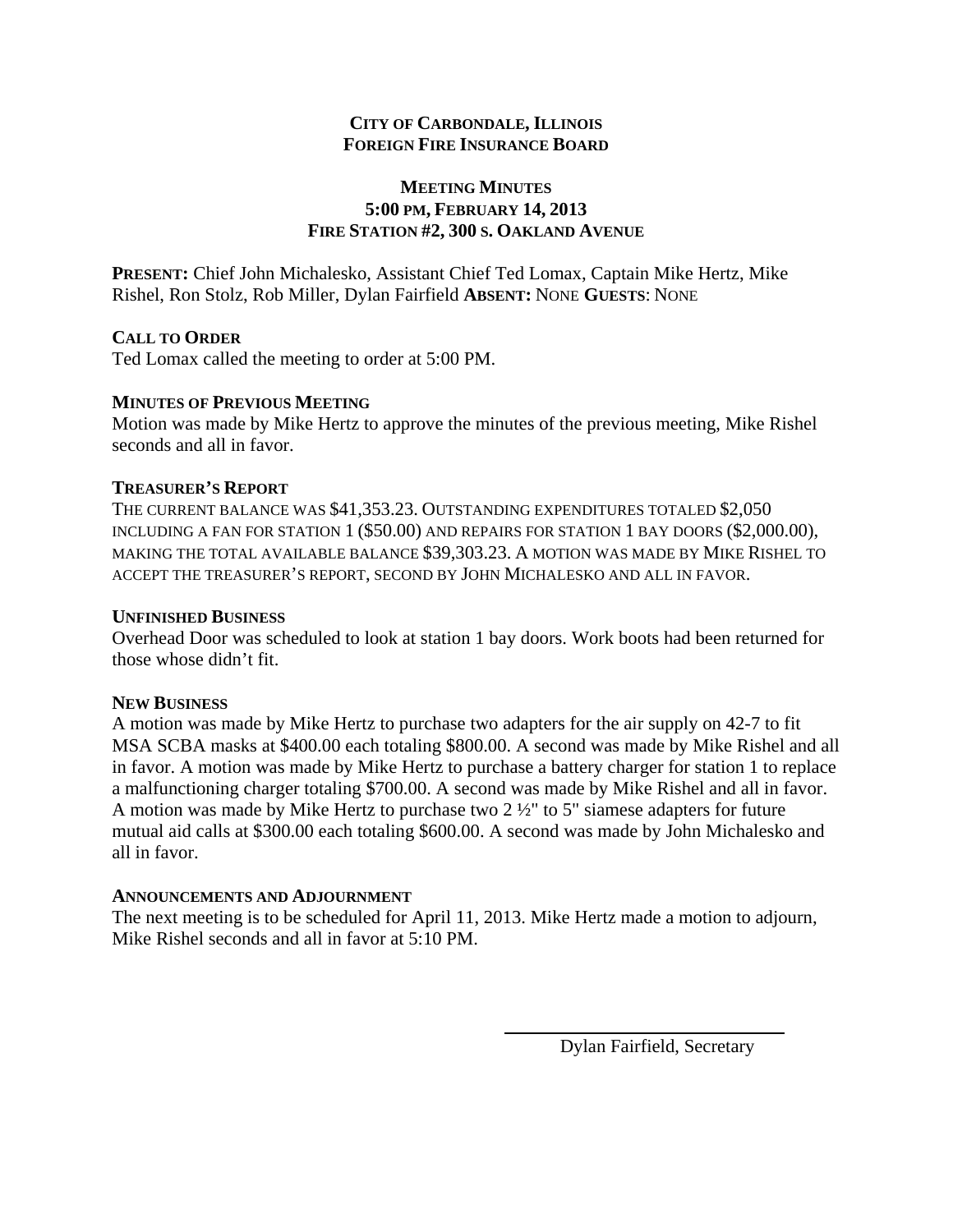**CITY OF CARBONDALE, ILLINOIS**
**FOREIGN FIRE INSURANCE BOARD**

**MEETING MINUTES**
**5:00 PM, FEBRUARY 14, 2013**
**FIRE STATION #2, 300 S. OAKLAND AVENUE**

**PRESENT:** Chief John Michalesko, Assistant Chief Ted Lomax, Captain Mike Hertz, Mike Rishel, Ron Stolz, Rob Miller, Dylan Fairfield **ABSENT:** NONE **GUESTS**: NONE

**CALL TO ORDER**

Ted Lomax called the meeting to order at 5:00 PM.

**MINUTES OF PREVIOUS MEETING**

Motion was made by Mike Hertz to approve the minutes of the previous meeting, Mike Rishel seconds and all in favor.

**TREASURER'S REPORT**

THE CURRENT BALANCE WAS $41,353.23. OUTSTANDING EXPENDITURES TOTALED $2,050 INCLUDING A FAN FOR STATION 1 ($50.00) AND REPAIRS FOR STATION 1 BAY DOORS ($2,000.00), MAKING THE TOTAL AVAILABLE BALANCE $39,303.23. A MOTION WAS MADE BY MIKE RISHEL TO ACCEPT THE TREASURER'S REPORT, SECOND BY JOHN MICHALESKO AND ALL IN FAVOR.

**UNFINISHED BUSINESS**

Overhead Door was scheduled to look at station 1 bay doors. Work boots had been returned for those whose didn't fit.

**NEW BUSINESS**

A motion was made by Mike Hertz to purchase two adapters for the air supply on 42-7 to fit MSA SCBA masks at $400.00 each totaling $800.00. A second was made by Mike Rishel and all in favor. A motion was made by Mike Hertz to purchase a battery charger for station 1 to replace a malfunctioning charger totaling $700.00. A second was made by Mike Rishel and all in favor. A motion was made by Mike Hertz to purchase two 2 ½" to 5" siamese adapters for future mutual aid calls at $300.00 each totaling $600.00. A second was made by John Michalesko and all in favor.

**ANNOUNCEMENTS AND ADJOURNMENT**

The next meeting is to be scheduled for April 11, 2013. Mike Hertz made a motion to adjourn, Mike Rishel seconds and all in favor at 5:10 PM.

Dylan Fairfield, Secretary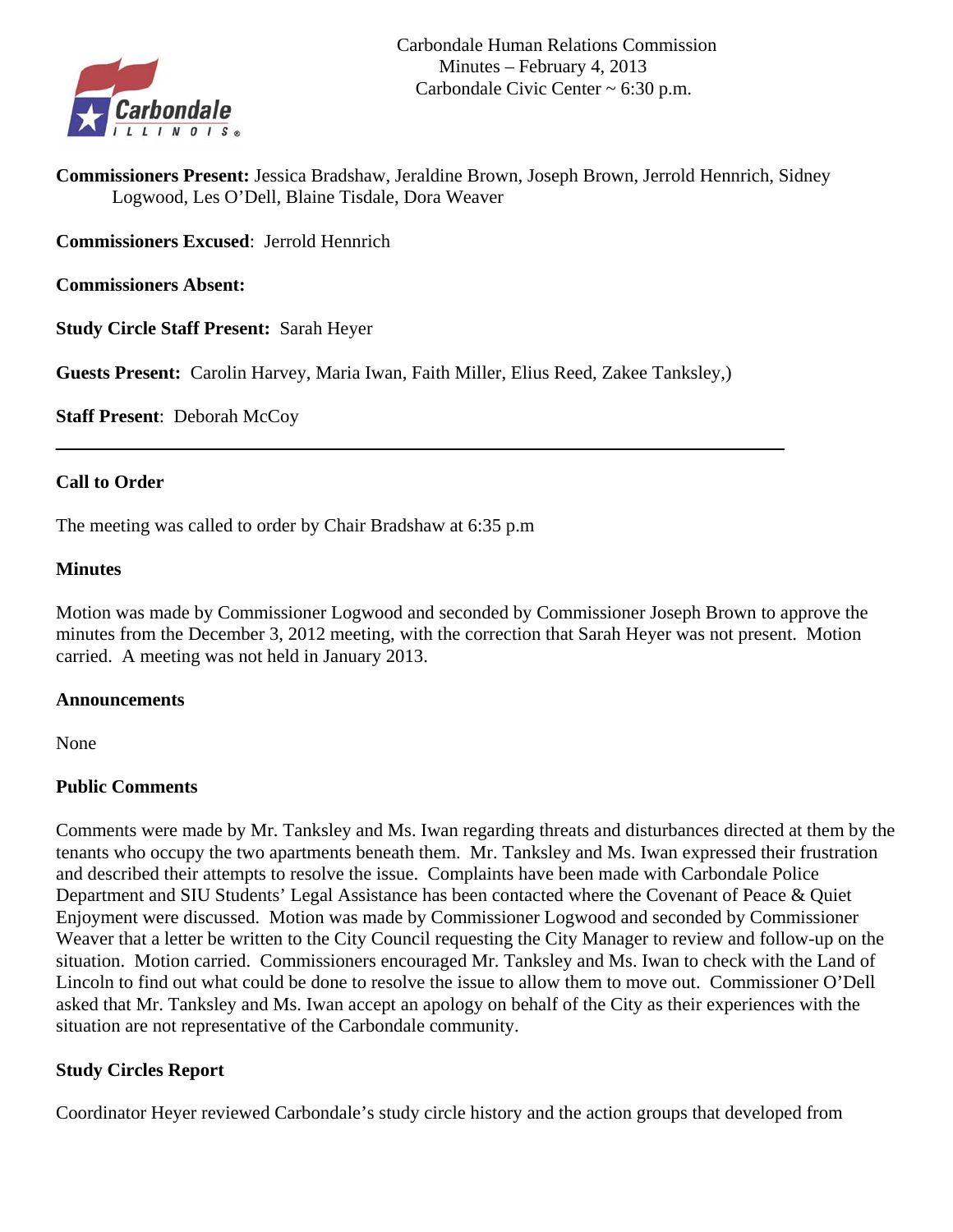Carbondale Human Relations Commission
Minutes – February 4, 2013
Carbondale Civic Center ~ 6:30 p.m.

**Commissioners Present:** Jessica Bradshaw, Jeraldine Brown, Joseph Brown, Jerrold Hennrich, Sidney Logwood, Les O'Dell, Blaine Tisdale, Dora Weaver

**Commissioners Excused**: Jerrold Hennrich

**Commissioners Absent:**

**Study Circle Staff Present:** Sarah Heyer

**Guests Present:** Carolin Harvey, Maria Iwan, Faith Miller, Elius Reed, Zakee Tanksley,)

**Staff Present**: Deborah McCoy

---

**Call to Order**

The meeting was called to order by Chair Bradshaw at 6:35 p.m

**Minutes**

Motion was made by Commissioner Logwood and seconded by Commissioner Joseph Brown to approve the minutes from the December 3, 2012 meeting, with the correction that Sarah Heyer was not present. Motion carried. A meeting was not held in January 2013.

**Announcements**

None

**Public Comments**

Comments were made by Mr. Tanksley and Ms. Iwan regarding threats and disturbances directed at them by the tenants who occupy the two apartments beneath them. Mr. Tanksley and Ms. Iwan expressed their frustration and described their attempts to resolve the issue. Complaints have been made with Carbondale Police Department and SIU Students' Legal Assistance has been contacted where the Covenant of Peace & Quiet Enjoyment were discussed. Motion was made by Commissioner Logwood and seconded by Commissioner Weaver that a letter be written to the City Council requesting the City Manager to review and follow-up on the situation. Motion carried. Commissioners encouraged Mr. Tanksley and Ms. Iwan to check with the Land of Lincoln to find out what could be done to resolve the issue to allow them to move out. Commissioner O'Dell asked that Mr. Tanksley and Ms. Iwan accept an apology on behalf of the City as their experiences with the situation are not representative of the Carbondale community.

**Study Circles Report**

Coordinator Heyer reviewed Carbondale's study circle history and the action groups that developed from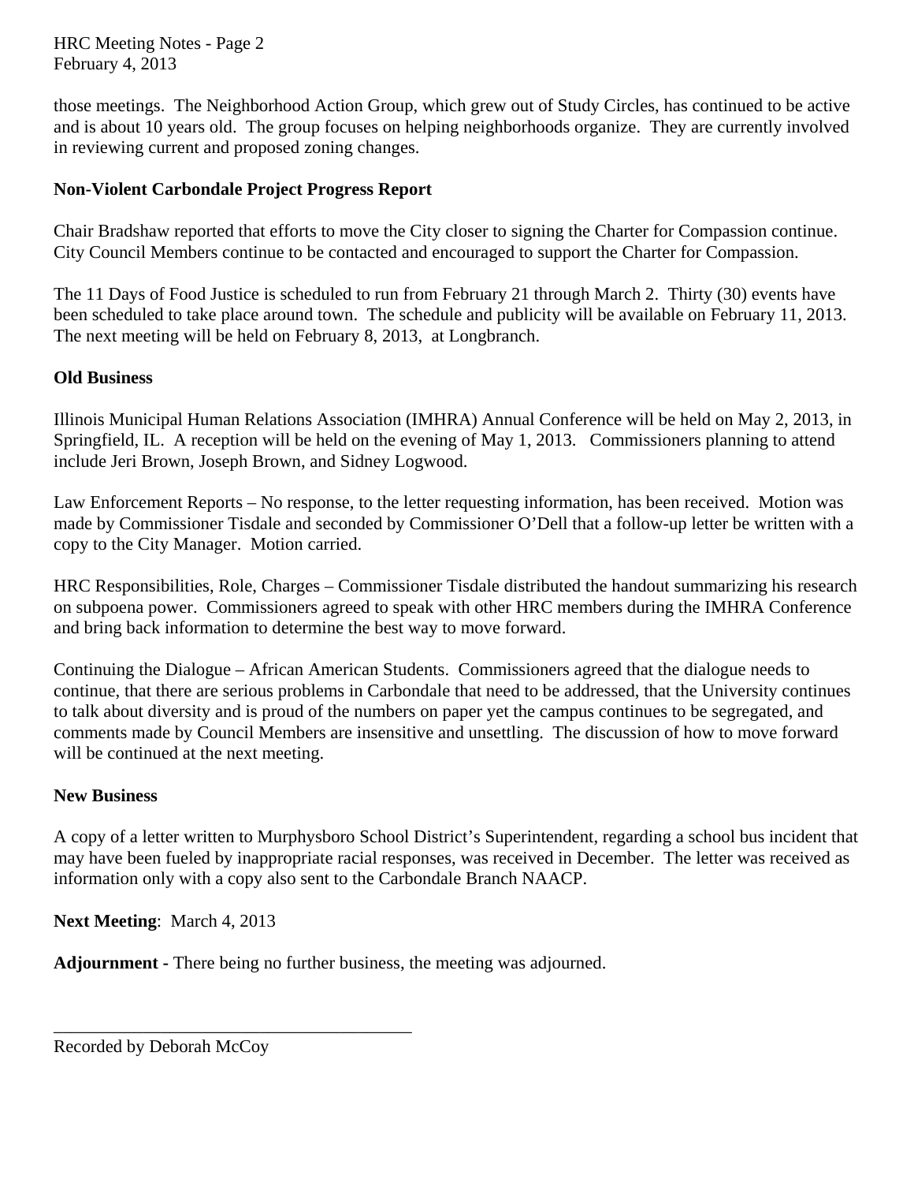those meetings. The Neighborhood Action Group, which grew out of Study Circles, has continued to be active and is about 10 years old. The group focuses on helping neighborhoods organize. They are currently involved in reviewing current and proposed zoning changes.

**Non-Violent Carbondale Project Progress Report**

Chair Bradshaw reported that efforts to move the City closer to signing the Charter for Compassion continue. City Council Members continue to be contacted and encouraged to support the Charter for Compassion.

The 11 Days of Food Justice is scheduled to run from February 21 through March 2. Thirty (30) events have been scheduled to take place around town. The schedule and publicity will be available on February 11, 2013. The next meeting will be held on February 8, 2013, at Longbranch.

**Old Business**

Illinois Municipal Human Relations Association (IMHRA) Annual Conference will be held on May 2, 2013, in Springfield, IL. A reception will be held on the evening of May 1, 2013. Commissioners planning to attend include Jeri Brown, Joseph Brown, and Sidney Logwood.

Law Enforcement Reports – No response, to the letter requesting information, has been received. Motion was made by Commissioner Tisdale and seconded by Commissioner O'Dell that a follow-up letter be written with a copy to the City Manager. Motion carried.

HRC Responsibilities, Role, Charges – Commissioner Tisdale distributed the handout summarizing his research on subpoena power. Commissioners agreed to speak with other HRC members during the IMHRA Conference and bring back information to determine the best way to move forward.

Continuing the Dialogue – African American Students. Commissioners agreed that the dialogue needs to continue, that there are serious problems in Carbondale that need to be addressed, that the University continues to talk about diversity and is proud of the numbers on paper yet the campus continues to be segregated, and comments made by Council Members are insensitive and unsettling. The discussion of how to move forward will be continued at the next meeting.

**New Business**

A copy of a letter written to Murphysboro School District's Superintendent, regarding a school bus incident that may have been fueled by inappropriate racial responses, was received in December. The letter was received as information only with a copy also sent to the Carbondale Branch NAACP.

**Next Meeting**: March 4, 2013

**Adjournment -** There being no further business, the meeting was adjourned.

\_\_\_\_\_\_\_\_\_\_\_\_\_\_\_\_\_\_\_\_\_\_\_\_\_\_\_\_\_\_\_\_\_\_\_\_\_\_\_\_

Recorded by Deborah McCoy